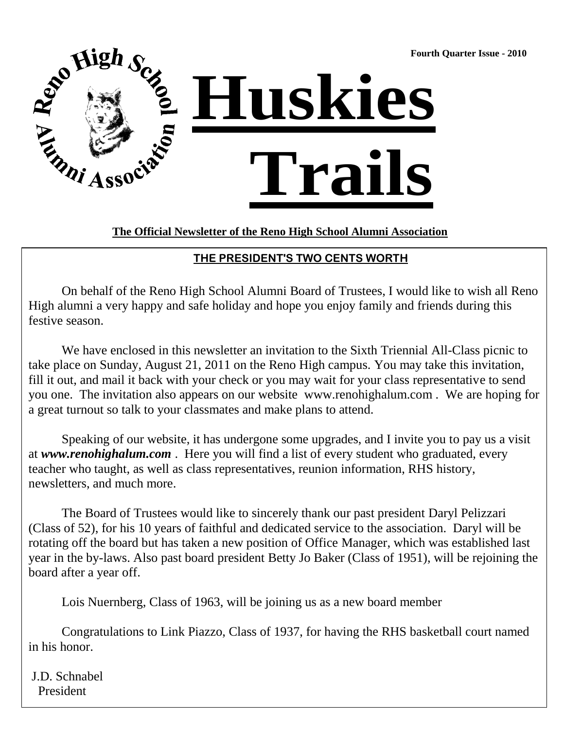Fourth Quarter Issue - 2010

Reno High School Alumni Association

# Huskies Trails

**The Official Newsletter of the Reno High School Alumni Association**

## THE PRESIDENT'S TWO CENTS WORTH

On behalf of the Reno High School Alumni Board of Trustees, I would like to wish all Reno High alumni a very happy and safe holiday and hope you enjoy family and friends during this festive season.

We have enclosed in this newsletter an invitation to the Sixth Triennial All-Class picnic to take place on Sunday, August 21, 2011 on the Reno High campus. You may take this invitation, fill it out, and mail it back with your check or you may wait for your class representative to send you one. The invitation also appears on our website www.renohighalum.com . We are hoping for a great turnout so talk to your classmates and make plans to attend.

Speaking of our website, it has undergone some upgrades, and I invite you to pay us a visit at ***www.renohighalum.com*** . Here you will find a list of every student who graduated, every teacher who taught, as well as class representatives, reunion information, RHS history, newsletters, and much more.

The Board of Trustees would like to sincerely thank our past president Daryl Pelizzari (Class of 52), for his 10 years of faithful and dedicated service to the association. Daryl will be rotating off the board but has taken a new position of Office Manager, which was established last year in the by-laws. Also past board president Betty Jo Baker (Class of 1951), will be rejoining the board after a year off.

Lois Nuernberg, Class of 1963, will be joining us as a new board member

Congratulations to Link Piazzo, Class of 1937, for having the RHS basketball court named in his honor.

J.D. Schnabel
President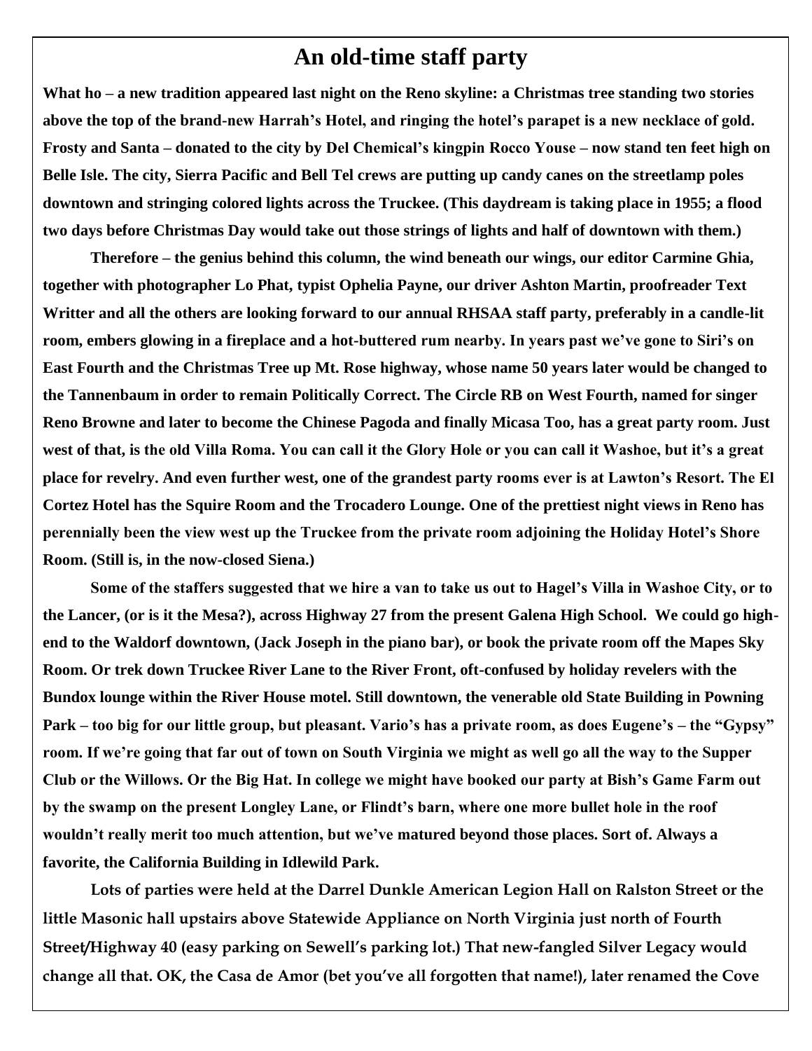# An old-time staff party

**What ho – a new tradition appeared last night on the Reno skyline: a Christmas tree standing two stories above the top of the brand-new Harrah's Hotel, and ringing the hotel's parapet is a new necklace of gold. Frosty and Santa – donated to the city by Del Chemical's kingpin Rocco Youse – now stand ten feet high on Belle Isle. The city, Sierra Pacific and Bell Tel crews are putting up candy canes on the streetlamp poles downtown and stringing colored lights across the Truckee. (This daydream is taking place in 1955; a flood two days before Christmas Day would take out those strings of lights and half of downtown with them.)**

**Therefore – the genius behind this column, the wind beneath our wings, our editor Carmine Ghia, together with photographer Lo Phat, typist Ophelia Payne, our driver Ashton Martin, proofreader Text Writter and all the others are looking forward to our annual RHSAA staff party, preferably in a candle-lit room, embers glowing in a fireplace and a hot-buttered rum nearby. In years past we've gone to Siri's on East Fourth and the Christmas Tree up Mt. Rose highway, whose name 50 years later would be changed to the Tannenbaum in order to remain Politically Correct. The Circle RB on West Fourth, named for singer Reno Browne and later to become the Chinese Pagoda and finally Micasa Too, has a great party room. Just west of that, is the old Villa Roma. You can call it the Glory Hole or you can call it Washoe, but it's a great place for revelry. And even further west, one of the grandest party rooms ever is at Lawton's Resort. The El Cortez Hotel has the Squire Room and the Trocadero Lounge. One of the prettiest night views in Reno has perennially been the view west up the Truckee from the private room adjoining the Holiday Hotel's Shore Room. (Still is, in the now-closed Siena.)**

**Some of the staffers suggested that we hire a van to take us out to Hagel's Villa in Washoe City, or to the Lancer, (or is it the Mesa?), across Highway 27 from the present Galena High School. We could go high-end to the Waldorf downtown, (Jack Joseph in the piano bar), or book the private room off the Mapes Sky Room. Or trek down Truckee River Lane to the River Front, oft-confused by holiday revelers with the Bundox lounge within the River House motel. Still downtown, the venerable old State Building in Powning Park – too big for our little group, but pleasant. Vario's has a private room, as does Eugene's – the "Gypsy" room. If we're going that far out of town on South Virginia we might as well go all the way to the Supper Club or the Willows. Or the Big Hat. In college we might have booked our party at Bish's Game Farm out by the swamp on the present Longley Lane, or Flindt's barn, where one more bullet hole in the roof wouldn't really merit too much attention, but we've matured beyond those places. Sort of. Always a favorite, the California Building in Idlewild Park.**

**Lots of parties were held at the Darrel Dunkle American Legion Hall on Ralston Street or the little Masonic hall upstairs above Statewide Appliance on North Virginia just north of Fourth Street/Highway 40 (easy parking on Sewell's parking lot.) That new-fangled Silver Legacy would change all that. OK, the Casa de Amor (bet you've all forgotten that name!), later renamed the Cove**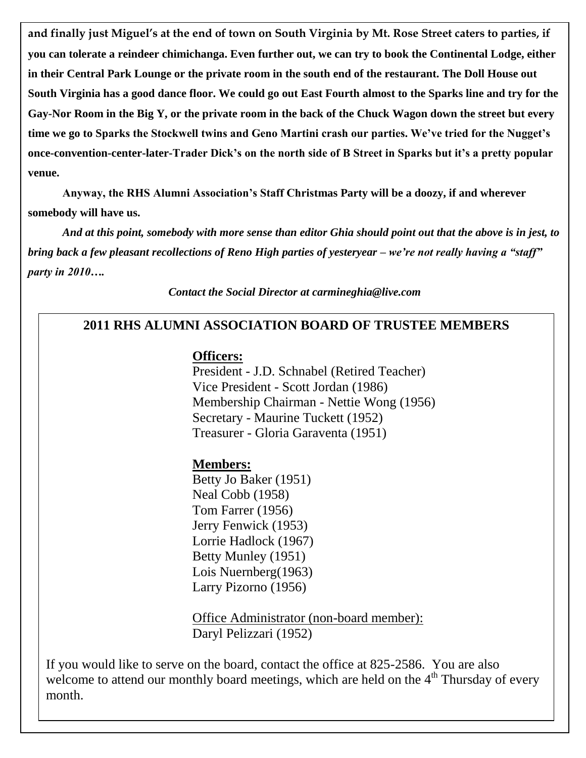**and finally just Miguel's at the end of town on South Virginia by Mt. Rose Street caters to parties, if you can tolerate a reindeer chimichanga. Even further out, we can try to book the Continental Lodge, either in their Central Park Lounge or the private room in the south end of the restaurant. The Doll House out South Virginia has a good dance floor. We could go out East Fourth almost to the Sparks line and try for the Gay-Nor Room in the Big Y, or the private room in the back of the Chuck Wagon down the street but every time we go to Sparks the Stockwell twins and Geno Martini crash our parties. We've tried for the Nugget's once-convention-center-later-Trader Dick's on the north side of B Street in Sparks but it's a pretty popular venue.**

**Anyway, the RHS Alumni Association's Staff Christmas Party will be a doozy, if and wherever somebody will have us.**

***And at this point, somebody with more sense than editor Ghia should point out that the above is in jest, to bring back a few pleasant recollections of Reno High parties of yesteryear – we're not really having a "staff" party in 2010….***

***Contact the Social Director at carmineghia@live.com***

## 2011 RHS ALUMNI ASSOCIATION BOARD OF TRUSTEE MEMBERS

**Officers:**

President - J.D. Schnabel (Retired Teacher)
Vice President - Scott Jordan (1986)
Membership Chairman - Nettie Wong (1956)
Secretary - Maurine Tuckett (1952)
Treasurer - Gloria Garaventa (1951)

**Members:**

Betty Jo Baker (1951)
Neal Cobb (1958)
Tom Farrer (1956)
Jerry Fenwick (1953)
Lorrie Hadlock (1967)
Betty Munley (1951)
Lois Nuernberg(1963)
Larry Pizorno (1956)

Office Administrator (non-board member):
Daryl Pelizzari (1952)

If you would like to serve on the board, contact the office at 825-2586. You are also welcome to attend our monthly board meetings, which are held on the 4th Thursday of every month.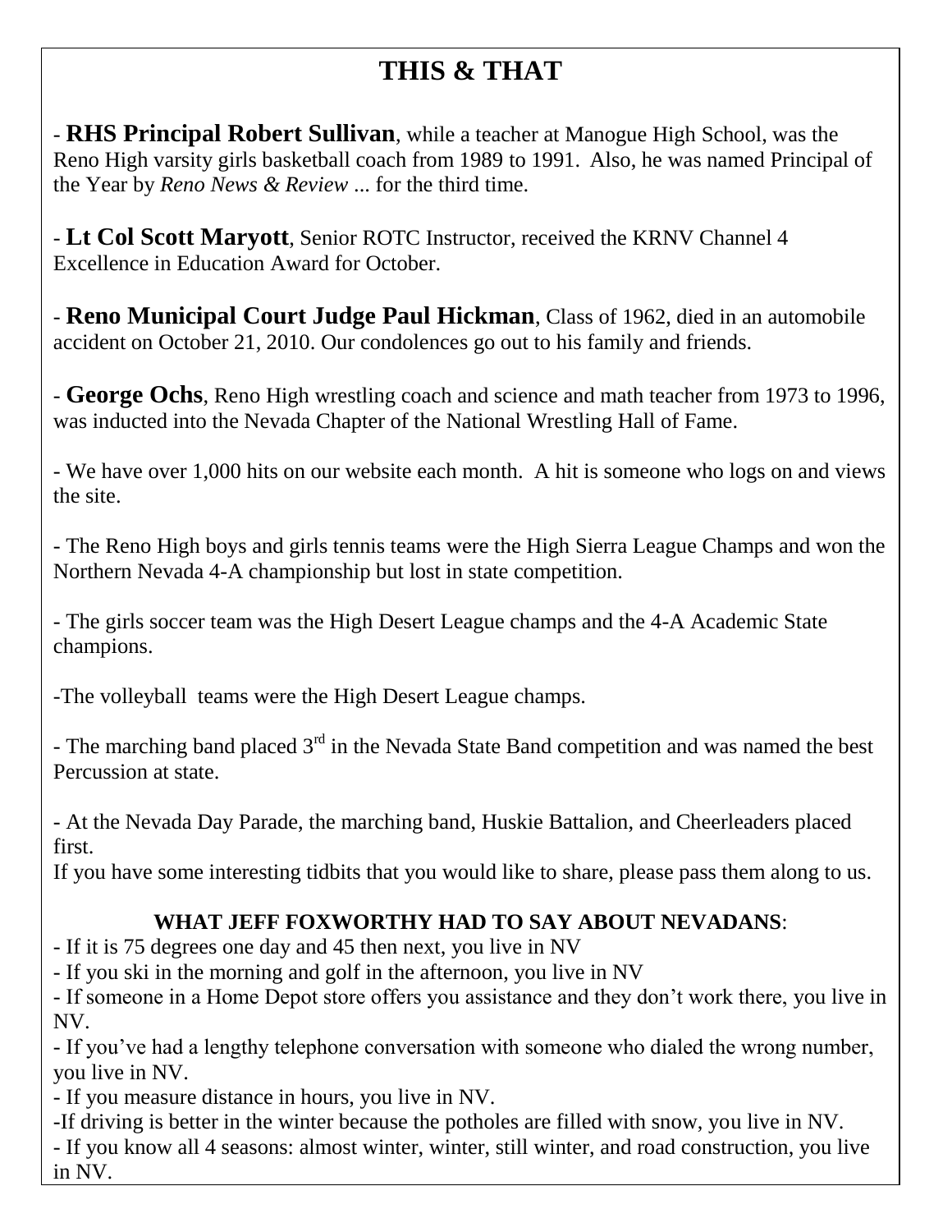# THIS & THAT

- **RHS Principal Robert Sullivan**, while a teacher at Manogue High School, was the Reno High varsity girls basketball coach from 1989 to 1991. Also, he was named Principal of the Year by *Reno News & Review* ... for the third time.

- **Lt Col Scott Maryott**, Senior ROTC Instructor, received the KRNV Channel 4 Excellence in Education Award for October.

- **Reno Municipal Court Judge Paul Hickman**, Class of 1962, died in an automobile accident on October 21, 2010. Our condolences go out to his family and friends.

- **George Ochs**, Reno High wrestling coach and science and math teacher from 1973 to 1996, was inducted into the Nevada Chapter of the National Wrestling Hall of Fame.

- We have over 1,000 hits on our website each month. A hit is someone who logs on and views the site.

- The Reno High boys and girls tennis teams were the High Sierra League Champs and won the Northern Nevada 4-A championship but lost in state competition.

- The girls soccer team was the High Desert League champs and the 4-A Academic State champions.

-The volleyball teams were the High Desert League champs.

- The marching band placed 3rd in the Nevada State Band competition and was named the best Percussion at state.

- At the Nevada Day Parade, the marching band, Huskie Battalion, and Cheerleaders placed first.

If you have some interesting tidbits that you would like to share, please pass them along to us.

**WHAT JEFF FOXWORTHY HAD TO SAY ABOUT NEVADANS**:

- If it is 75 degrees one day and 45 then next, you live in NV
- If you ski in the morning and golf in the afternoon, you live in NV
- If someone in a Home Depot store offers you assistance and they don't work there, you live in NV.
- If you've had a lengthy telephone conversation with someone who dialed the wrong number, you live in NV.
- If you measure distance in hours, you live in NV.
- If driving is better in the winter because the potholes are filled with snow, you live in NV.
- If you know all 4 seasons: almost winter, winter, still winter, and road construction, you live in NV.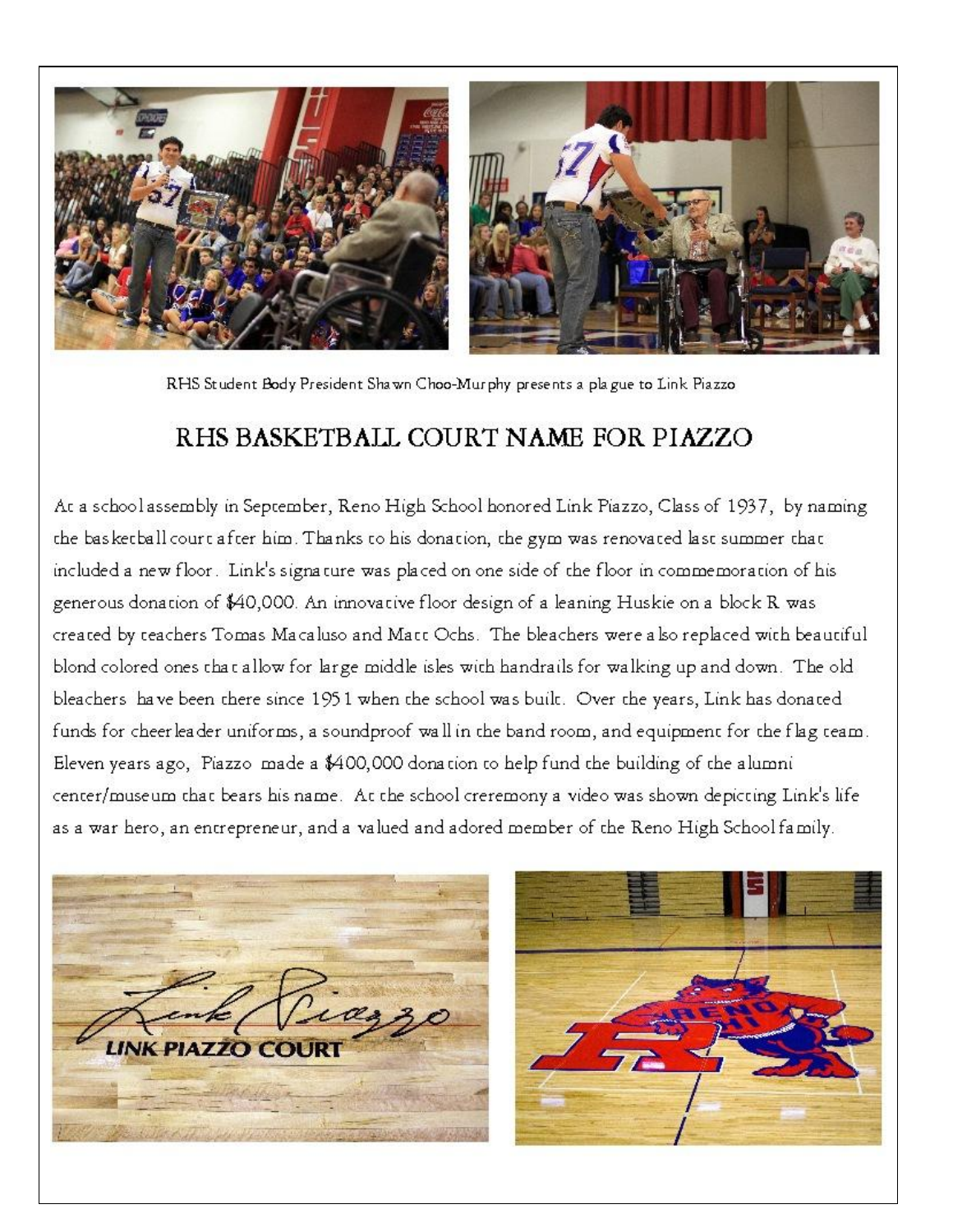RHS Student Body President Shawn Choo-Murphy presents a plague to Link Piazzo

# RHS BASKETBALL COURT NAME FOR PIAZZO

At a school assembly in September, Reno High School honored Link Piazzo, Class of 1937, by naming the basketball court after him. Thanks to his donation, the gym was renovated last summer that included a new floor. Link's signature was placed on one side of the floor in commemoration of his generous donation of $40,000. An innovative floor design of a leaning Huskie on a block R was created by teachers Tomas Macaluso and Matt Ochs. The bleachers were also replaced with beautiful blond colored ones that allow for large middle isles with handrails for walking up and down. The old bleachers have been there since 1951 when the school was built. Over the years, Link has donated funds for cheerleader uniforms, a soundproof wall in the band room, and equipment for the flag team. Eleven years ago, Piazzo made a $400,000 donation to help fund the building of the alumni center/museum that bears his name. At the school creremony a video was shown depicting Link's life as a war hero, an entrepreneur, and a valued and adored member of the Reno High School family.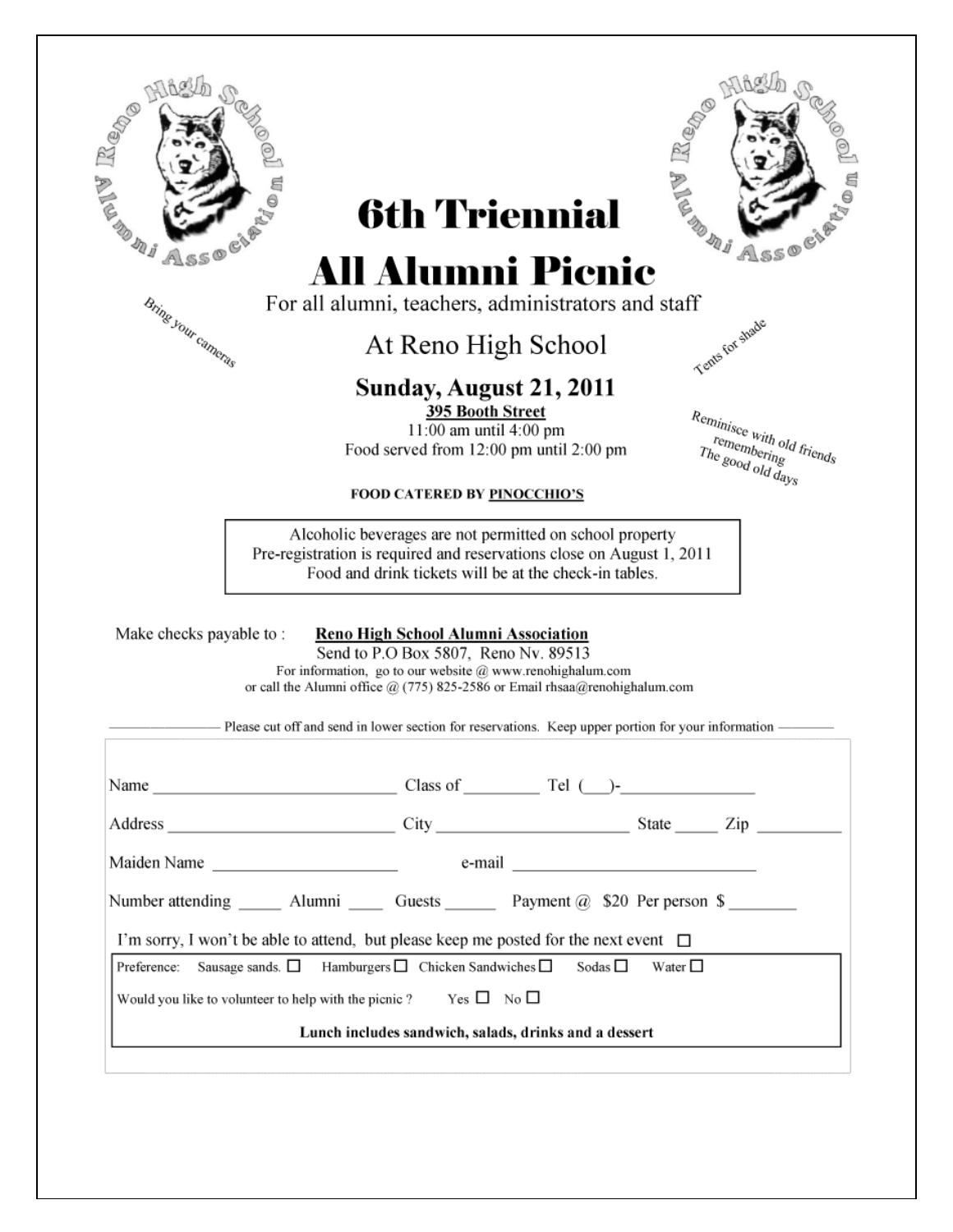Reno High School Alumni Association

# 6th Triennial

# All Alumni Picnic

For all alumni, teachers, administrators and staff

Bring your cameras

At Reno High School

Tents for shade

## Sunday, August 21, 2011

**395 Booth Street**

11:00 am until 4:00 pm

Food served from 12:00 pm until 2:00 pm

Reminisce with old friends remembering The good old days

**FOOD CATERED BY PINOCCHIO'S**

> Alcoholic beverages are not permitted on school property
> Pre-registration is required and reservations close on August 1, 2011
> Food and drink tickets will be at the check-in tables.

Make checks payable to : **Reno High School Alumni Association**

Send to P.O Box 5807, Reno Nv. 89513

For information, go to our website @ www.renohighalum.com

or call the Alumni office @ (775) 825-2586 or Email rhsaa@renohighalum.com

——— Please cut off and send in lower section for reservations. Keep upper portion for your information ———

Name ____________________________ Class of _________ Tel (___)-_______________

Address ________________________ City ______________________ State _____ Zip _________

Maiden Name _____________________ e-mail ____________________________

Number attending _____ Alumni ____ Guests ______ Payment @ $20 Per person $ ________

I'm sorry, I won't be able to attend, but please keep me posted for the next event ☐

Preference: Sausage sands. ☐ Hamburgers ☐ Chicken Sandwiches ☐ Sodas ☐ Water ☐

Would you like to volunteer to help with the picnic ? Yes ☐ No ☐

**Lunch includes sandwich, salads, drinks and a dessert**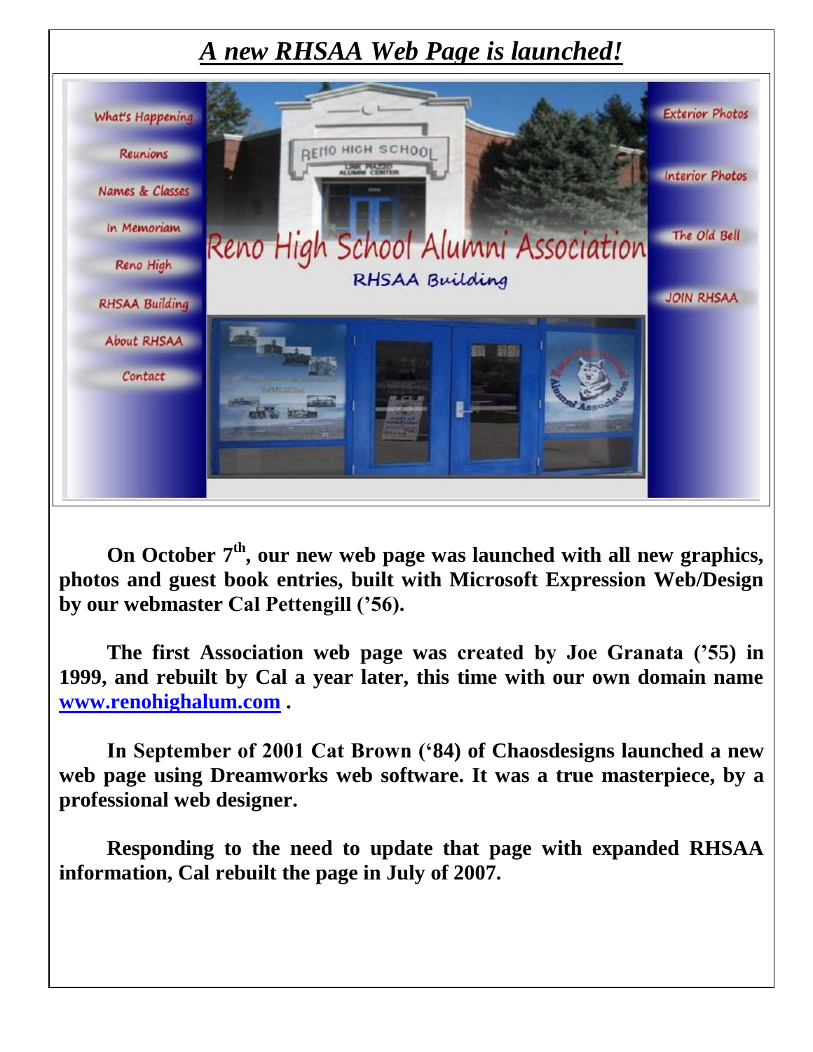# *A new RHSAA Web Page is launched!*

**On October 7th, our new web page was launched with all new graphics, photos and guest book entries, built with Microsoft Expression Web/Design by our webmaster Cal Pettengill ('56).**

**The first Association web page was created by Joe Granata ('55) in 1999, and rebuilt by Cal a year later, this time with our own domain name [www.renohighalum.com](http://www.renohighalum.com) .**

**In September of 2001 Cat Brown ('84) of Chaosdesigns launched a new web page using Dreamworks web software. It was a true masterpiece, by a professional web designer.**

**Responding to the need to update that page with expanded RHSAA information, Cal rebuilt the page in July of 2007.**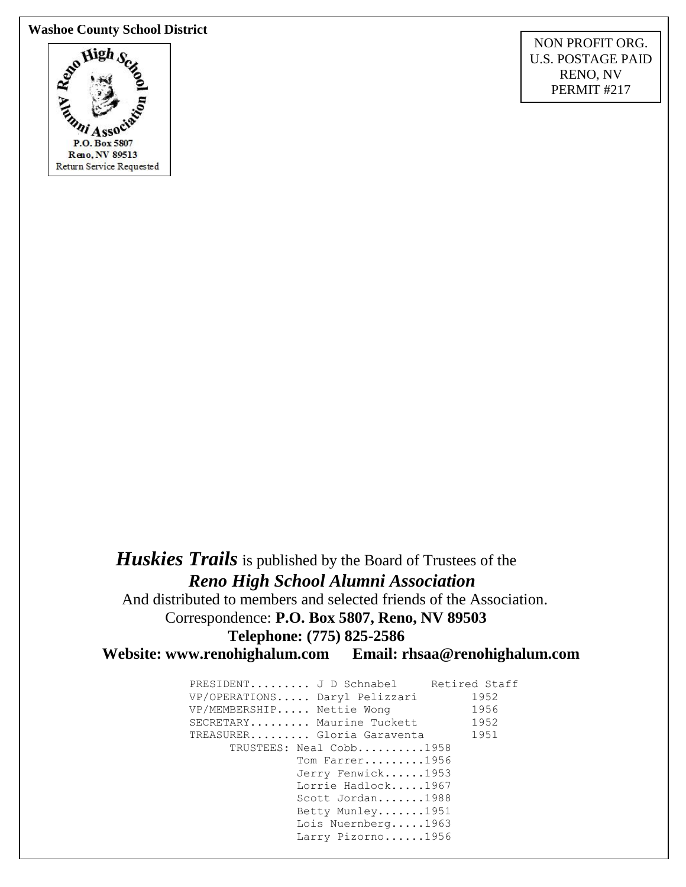Washoe County School District

Reno High School Alumni Association
P.O. Box 5807
Reno, NV 89513
Return Service Requested

NON PROFIT ORG.
U.S. POSTAGE PAID
RENO, NV
PERMIT #217

***Huskies Trails*** is published by the Board of Trustees of the
***Reno High School Alumni Association***
And distributed to members and selected friends of the Association.
Correspondence: **P.O. Box 5807, Reno, NV 89503**
**Telephone: (775) 825-2586**
**Website: www.renohighalum.com Email: rhsaa@renohighalum.com**

```
PRESIDENT......... J D Schnabel     Retired Staff
VP/OPERATIONS..... Daryl Pelizzari        1952
VP/MEMBERSHIP..... Nettie Wong            1956
SECRETARY......... Maurine Tuckett        1952
TREASURER......... Gloria Garaventa       1951
      TRUSTEES: Neal Cobb..........1958
                Tom Farrer.........1956
                Jerry Fenwick......1953
                Lorrie Hadlock.....1967
                Scott Jordan.......1988
                Betty Munley.......1951
                Lois Nuernberg.....1963
                Larry Pizorno......1956
```